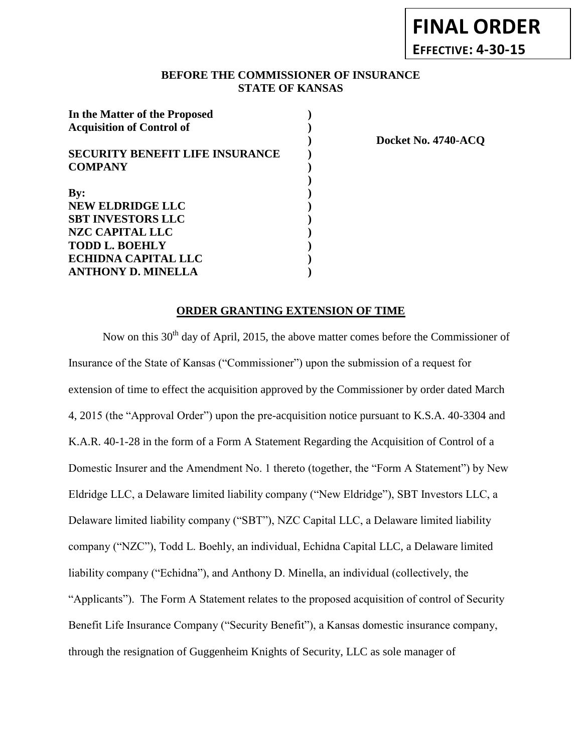**FINAL ORDER**
**EFFECTIVE: 4-30-15**

**BEFORE THE COMMISSIONER OF INSURANCE**
**STATE OF KANSAS**

| | | |
|---|---|---|
| **In the Matter of the Proposed Acquisition of Control of** | **)** | |
| | **)** | **Docket No. 4740-ACQ** |
| **SECURITY BENEFIT LIFE INSURANCE COMPANY** | **)** | |
| | **)** | |
| **By:** | **)** | |
| **NEW ELDRIDGE LLC** | **)** | |
| **SBT INVESTORS LLC** | **)** | |
| **NZC CAPITAL LLC** | **)** | |
| **TODD L. BOEHLY** | **)** | |
| **ECHIDNA CAPITAL LLC** | **)** | |
| **ANTHONY D. MINELLA** | **)** | |

**ORDER GRANTING EXTENSION OF TIME**

Now on this 30th day of April, 2015, the above matter comes before the Commissioner of Insurance of the State of Kansas ("Commissioner") upon the submission of a request for extension of time to effect the acquisition approved by the Commissioner by order dated March 4, 2015 (the "Approval Order") upon the pre-acquisition notice pursuant to K.S.A. 40-3304 and K.A.R. 40-1-28 in the form of a Form A Statement Regarding the Acquisition of Control of a Domestic Insurer and the Amendment No. 1 thereto (together, the "Form A Statement") by New Eldridge LLC, a Delaware limited liability company ("New Eldridge"), SBT Investors LLC, a Delaware limited liability company ("SBT"), NZC Capital LLC, a Delaware limited liability company ("NZC"), Todd L. Boehly, an individual, Echidna Capital LLC, a Delaware limited liability company ("Echidna"), and Anthony D. Minella, an individual (collectively, the "Applicants"). The Form A Statement relates to the proposed acquisition of control of Security Benefit Life Insurance Company ("Security Benefit"), a Kansas domestic insurance company, through the resignation of Guggenheim Knights of Security, LLC as sole manager of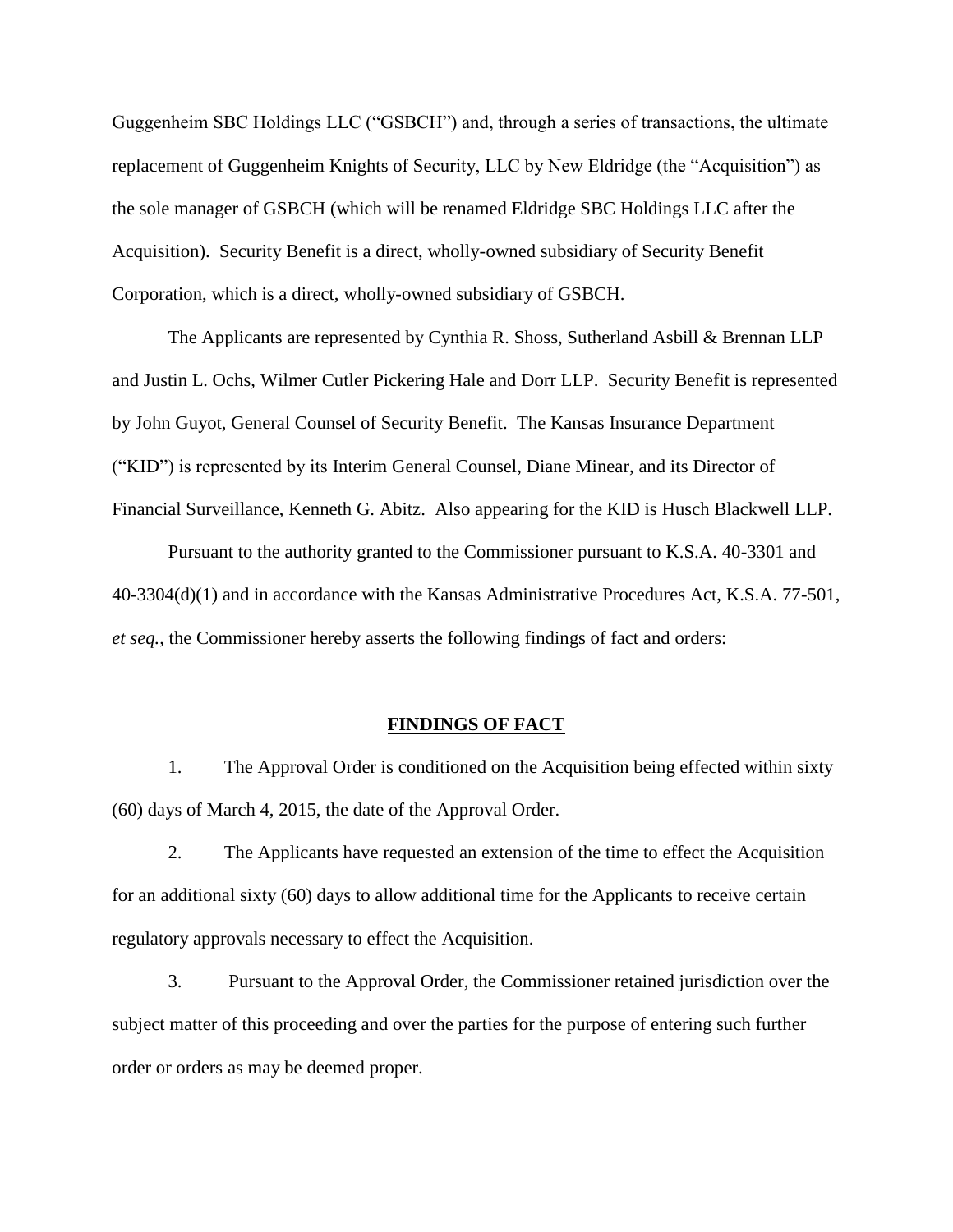Guggenheim SBC Holdings LLC ("GSBCH") and, through a series of transactions, the ultimate replacement of Guggenheim Knights of Security, LLC by New Eldridge (the "Acquisition") as the sole manager of GSBCH (which will be renamed Eldridge SBC Holdings LLC after the Acquisition). Security Benefit is a direct, wholly-owned subsidiary of Security Benefit Corporation, which is a direct, wholly-owned subsidiary of GSBCH.

The Applicants are represented by Cynthia R. Shoss, Sutherland Asbill & Brennan LLP and Justin L. Ochs, Wilmer Cutler Pickering Hale and Dorr LLP. Security Benefit is represented by John Guyot, General Counsel of Security Benefit. The Kansas Insurance Department ("KID") is represented by its Interim General Counsel, Diane Minear, and its Director of Financial Surveillance, Kenneth G. Abitz. Also appearing for the KID is Husch Blackwell LLP.

Pursuant to the authority granted to the Commissioner pursuant to K.S.A. 40-3301 and 40-3304(d)(1) and in accordance with the Kansas Administrative Procedures Act, K.S.A. 77-501, *et seq.*, the Commissioner hereby asserts the following findings of fact and orders:

## FINDINGS OF FACT

1. The Approval Order is conditioned on the Acquisition being effected within sixty (60) days of March 4, 2015, the date of the Approval Order.

2. The Applicants have requested an extension of the time to effect the Acquisition for an additional sixty (60) days to allow additional time for the Applicants to receive certain regulatory approvals necessary to effect the Acquisition.

3. Pursuant to the Approval Order, the Commissioner retained jurisdiction over the subject matter of this proceeding and over the parties for the purpose of entering such further order or orders as may be deemed proper.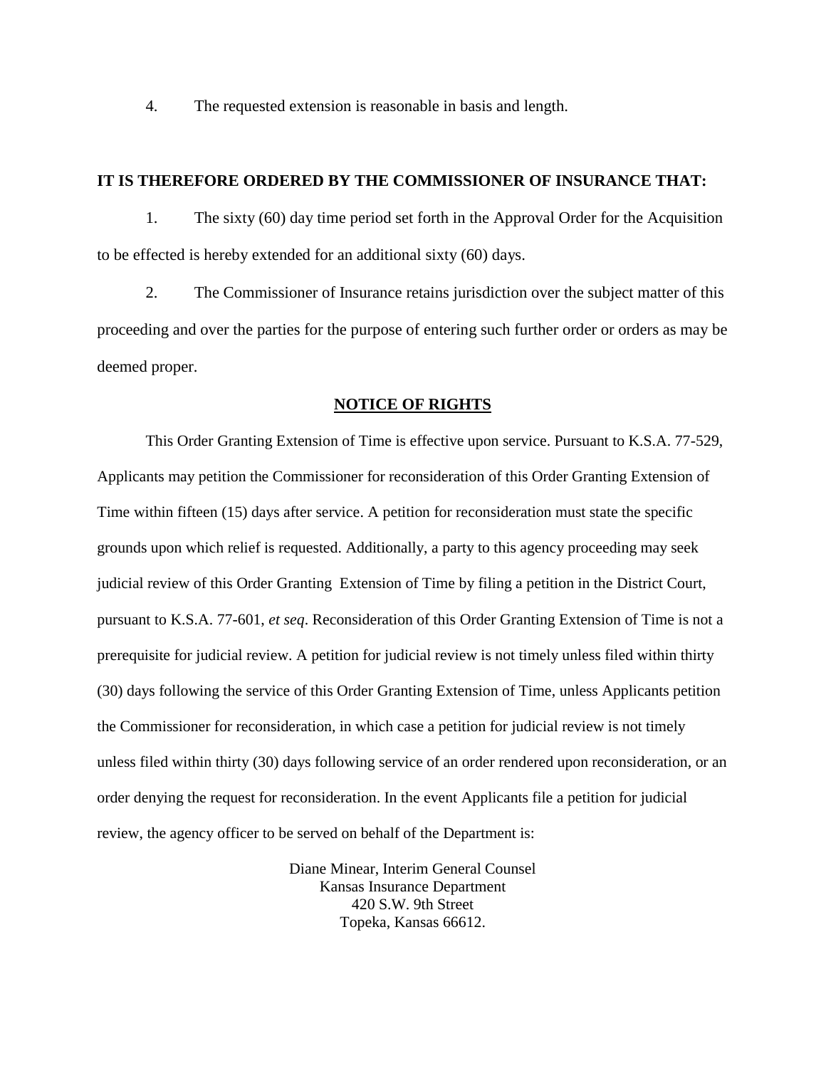4. The requested extension is reasonable in basis and length.

**IT IS THEREFORE ORDERED BY THE COMMISSIONER OF INSURANCE THAT:**

1. The sixty (60) day time period set forth in the Approval Order for the Acquisition to be effected is hereby extended for an additional sixty (60) days.

2. The Commissioner of Insurance retains jurisdiction over the subject matter of this proceeding and over the parties for the purpose of entering such further order or orders as may be deemed proper.

## NOTICE OF RIGHTS

This Order Granting Extension of Time is effective upon service. Pursuant to K.S.A. 77-529, Applicants may petition the Commissioner for reconsideration of this Order Granting Extension of Time within fifteen (15) days after service. A petition for reconsideration must state the specific grounds upon which relief is requested. Additionally, a party to this agency proceeding may seek judicial review of this Order Granting Extension of Time by filing a petition in the District Court, pursuant to K.S.A. 77-601, *et seq*. Reconsideration of this Order Granting Extension of Time is not a prerequisite for judicial review. A petition for judicial review is not timely unless filed within thirty (30) days following the service of this Order Granting Extension of Time, unless Applicants petition the Commissioner for reconsideration, in which case a petition for judicial review is not timely unless filed within thirty (30) days following service of an order rendered upon reconsideration, or an order denying the request for reconsideration. In the event Applicants file a petition for judicial review, the agency officer to be served on behalf of the Department is:

Diane Minear, Interim General Counsel
Kansas Insurance Department
420 S.W. 9th Street
Topeka, Kansas 66612.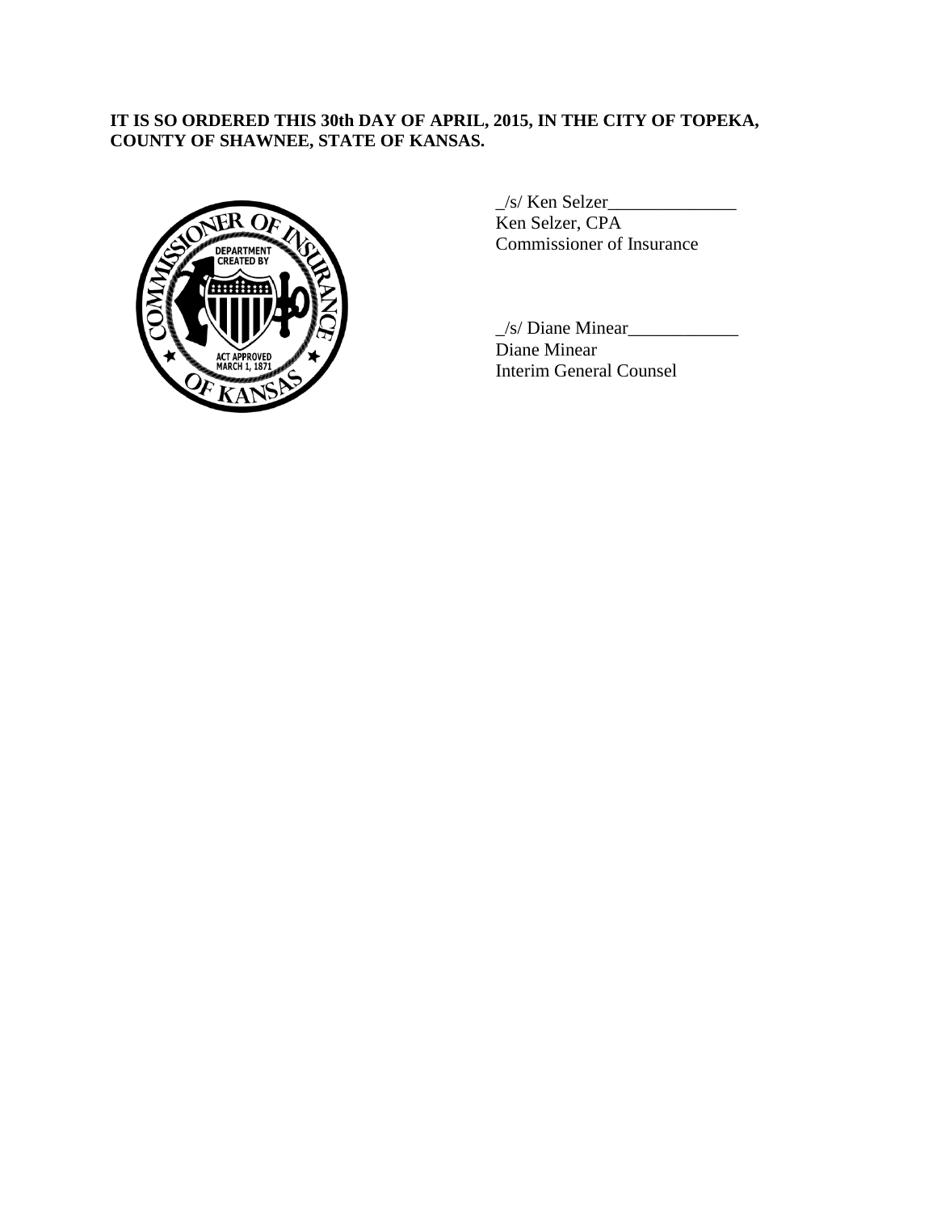**IT IS SO ORDERED THIS 30th DAY OF APRIL, 2015, IN THE CITY OF TOPEKA, COUNTY OF SHAWNEE, STATE OF KANSAS.**

_/s/ Ken Selzer______________
Ken Selzer, CPA
Commissioner of Insurance

_/s/ Diane Minear____________
Diane Minear
Interim General Counsel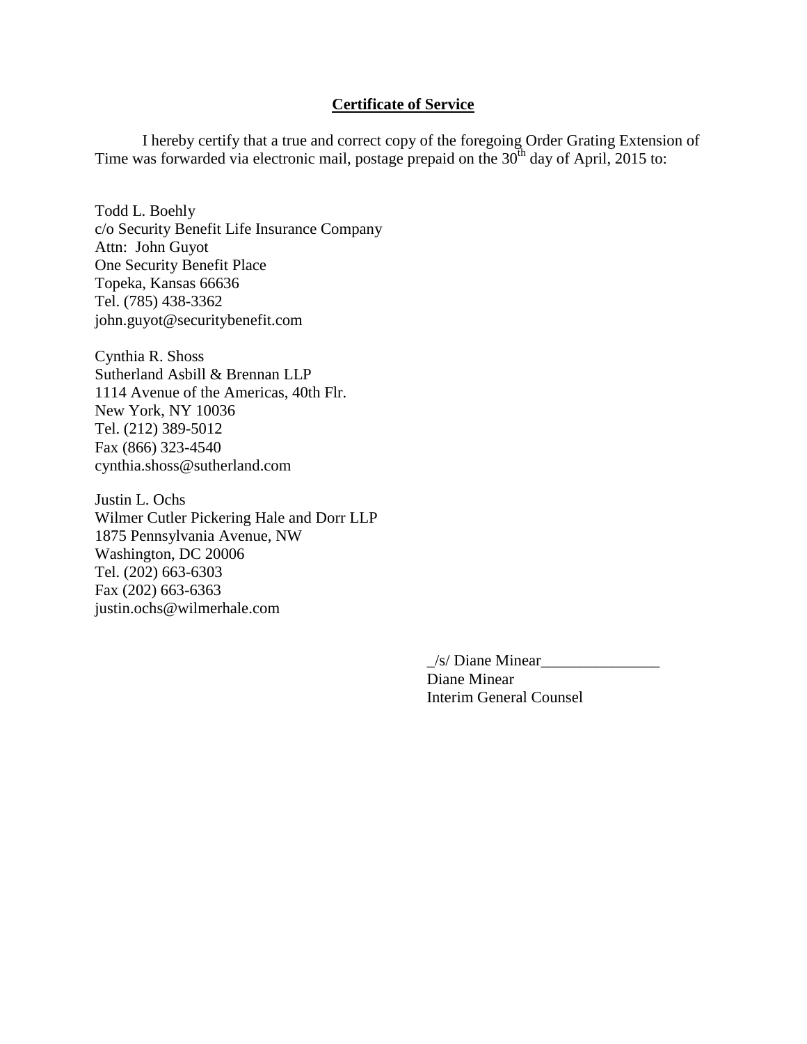**Certificate of Service**

I hereby certify that a true and correct copy of the foregoing Order Grating Extension of Time was forwarded via electronic mail, postage prepaid on the 30th day of April, 2015 to:

Todd L. Boehly
c/o Security Benefit Life Insurance Company
Attn: John Guyot
One Security Benefit Place
Topeka, Kansas 66636
Tel. (785) 438-3362
john.guyot@securitybenefit.com

Cynthia R. Shoss
Sutherland Asbill & Brennan LLP
1114 Avenue of the Americas, 40th Flr.
New York, NY 10036
Tel. (212) 389-5012
Fax (866) 323-4540
cynthia.shoss@sutherland.com

Justin L. Ochs
Wilmer Cutler Pickering Hale and Dorr LLP
1875 Pennsylvania Avenue, NW
Washington, DC 20006
Tel. (202) 663-6303
Fax (202) 663-6363
justin.ochs@wilmerhale.com

_/s/ Diane Minear_______________
Diane Minear
Interim General Counsel